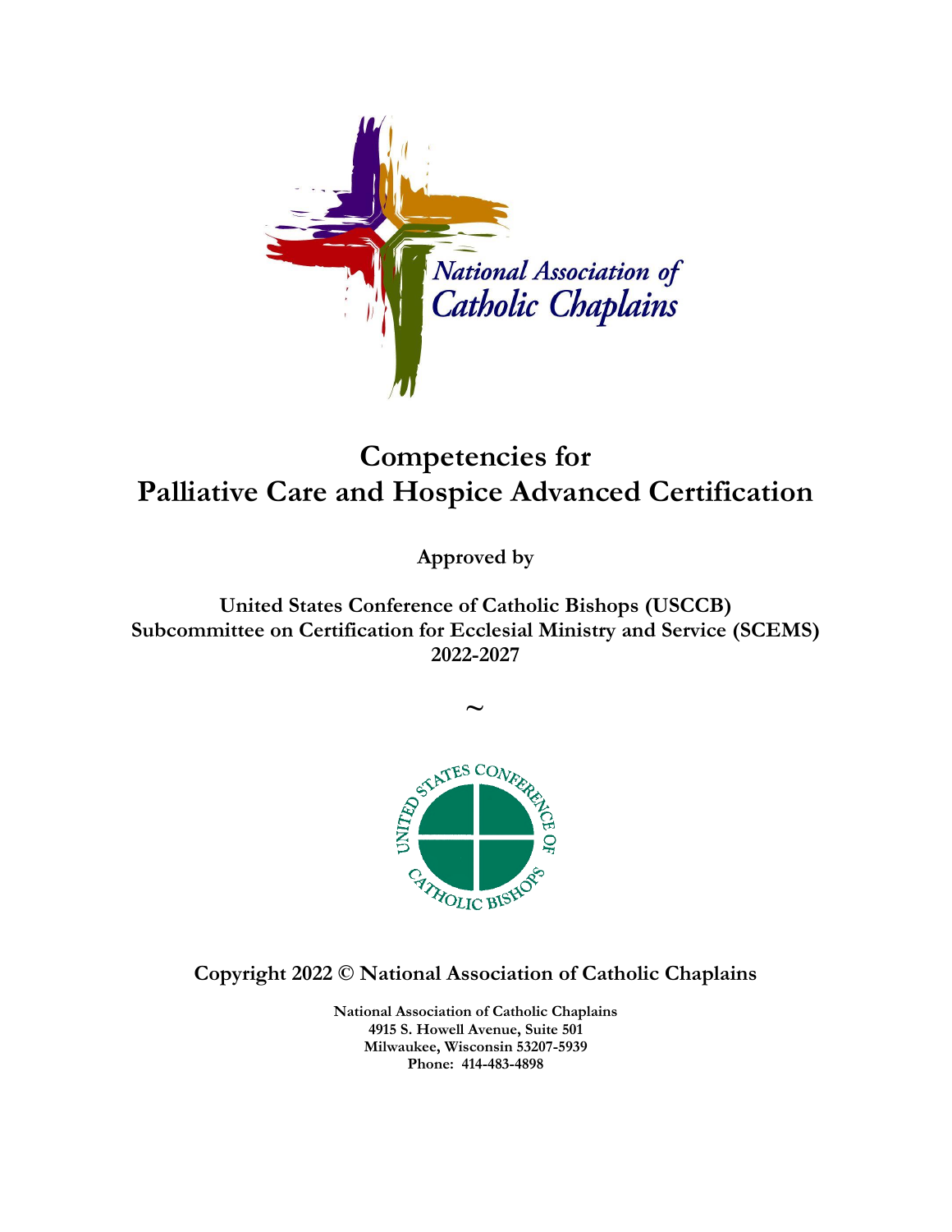National Association of Catholic Chaplains

# Competencies for Palliative Care and Hospice Advanced Certification

**Approved by**

**United States Conference of Catholic Bishops (USCCB)**
**Subcommittee on Certification for Ecclesial Ministry and Service (SCEMS)**
**2022-2027**

~

**Copyright 2022 © National Association of Catholic Chaplains**

**National Association of Catholic Chaplains**
**4915 S. Howell Avenue, Suite 501**
**Milwaukee, Wisconsin 53207-5939**
**Phone: 414-483-4898**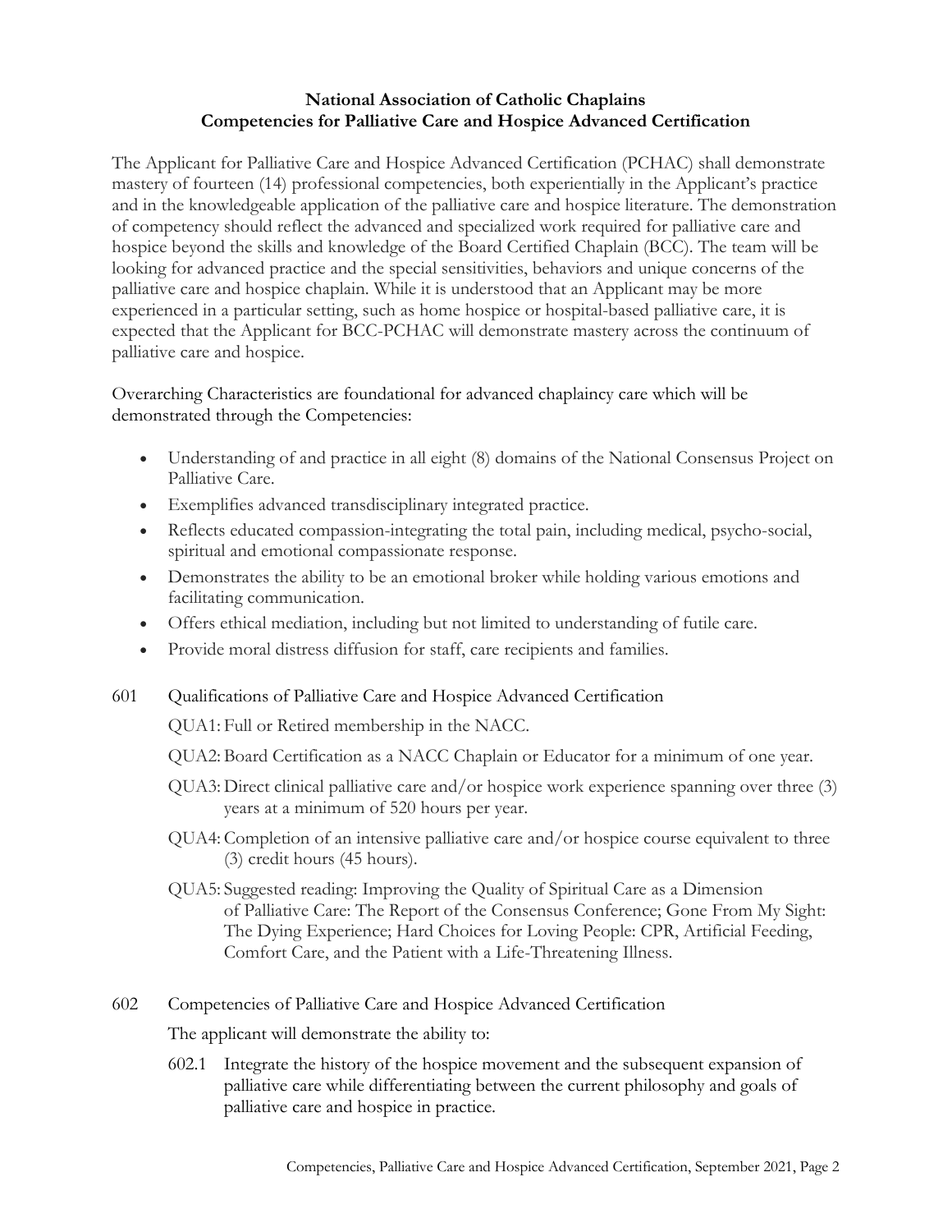**National Association of Catholic Chaplains**
**Competencies for Palliative Care and Hospice Advanced Certification**

The Applicant for Palliative Care and Hospice Advanced Certification (PCHAC) shall demonstrate mastery of fourteen (14) professional competencies, both experientially in the Applicant's practice and in the knowledgeable application of the palliative care and hospice literature. The demonstration of competency should reflect the advanced and specialized work required for palliative care and hospice beyond the skills and knowledge of the Board Certified Chaplain (BCC). The team will be looking for advanced practice and the special sensitivities, behaviors and unique concerns of the palliative care and hospice chaplain. While it is understood that an Applicant may be more experienced in a particular setting, such as home hospice or hospital-based palliative care, it is expected that the Applicant for BCC-PCHAC will demonstrate mastery across the continuum of palliative care and hospice.

Overarching Characteristics are foundational for advanced chaplaincy care which will be demonstrated through the Competencies:

- Understanding of and practice in all eight (8) domains of the National Consensus Project on Palliative Care.
- Exemplifies advanced transdisciplinary integrated practice.
- Reflects educated compassion-integrating the total pain, including medical, psycho-social, spiritual and emotional compassionate response.
- Demonstrates the ability to be an emotional broker while holding various emotions and facilitating communication.
- Offers ethical mediation, including but not limited to understanding of futile care.
- Provide moral distress diffusion for staff, care recipients and families.

601 Qualifications of Palliative Care and Hospice Advanced Certification

QUA1: Full or Retired membership in the NACC.

QUA2: Board Certification as a NACC Chaplain or Educator for a minimum of one year.

QUA3: Direct clinical palliative care and/or hospice work experience spanning over three (3) years at a minimum of 520 hours per year.

QUA4: Completion of an intensive palliative care and/or hospice course equivalent to three (3) credit hours (45 hours).

QUA5: Suggested reading: Improving the Quality of Spiritual Care as a Dimension of Palliative Care: The Report of the Consensus Conference; Gone From My Sight: The Dying Experience; Hard Choices for Loving People: CPR, Artificial Feeding, Comfort Care, and the Patient with a Life-Threatening Illness.

602 Competencies of Palliative Care and Hospice Advanced Certification

The applicant will demonstrate the ability to:

602.1 Integrate the history of the hospice movement and the subsequent expansion of palliative care while differentiating between the current philosophy and goals of palliative care and hospice in practice.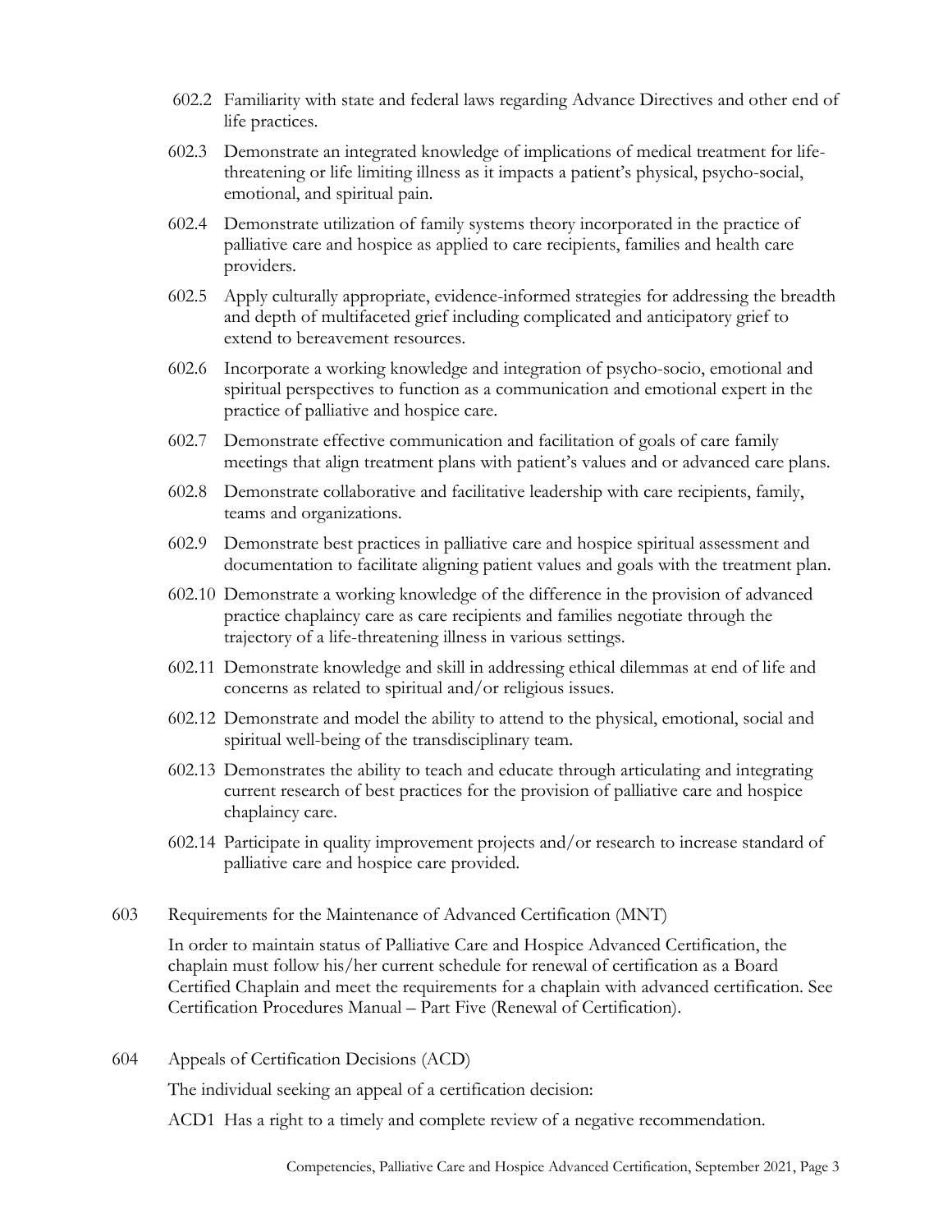602.2 Familiarity with state and federal laws regarding Advance Directives and other end of life practices.

602.3 Demonstrate an integrated knowledge of implications of medical treatment for life-threatening or life limiting illness as it impacts a patient's physical, psycho-social, emotional, and spiritual pain.

602.4 Demonstrate utilization of family systems theory incorporated in the practice of palliative care and hospice as applied to care recipients, families and health care providers.

602.5 Apply culturally appropriate, evidence-informed strategies for addressing the breadth and depth of multifaceted grief including complicated and anticipatory grief to extend to bereavement resources.

602.6 Incorporate a working knowledge and integration of psycho-socio, emotional and spiritual perspectives to function as a communication and emotional expert in the practice of palliative and hospice care.

602.7 Demonstrate effective communication and facilitation of goals of care family meetings that align treatment plans with patient's values and or advanced care plans.

602.8 Demonstrate collaborative and facilitative leadership with care recipients, family, teams and organizations.

602.9 Demonstrate best practices in palliative care and hospice spiritual assessment and documentation to facilitate aligning patient values and goals with the treatment plan.

602.10 Demonstrate a working knowledge of the difference in the provision of advanced practice chaplaincy care as care recipients and families negotiate through the trajectory of a life-threatening illness in various settings.

602.11 Demonstrate knowledge and skill in addressing ethical dilemmas at end of life and concerns as related to spiritual and/or religious issues.

602.12 Demonstrate and model the ability to attend to the physical, emotional, social and spiritual well-being of the transdisciplinary team.

602.13 Demonstrates the ability to teach and educate through articulating and integrating current research of best practices for the provision of palliative care and hospice chaplaincy care.

602.14 Participate in quality improvement projects and/or research to increase standard of palliative care and hospice care provided.

603 Requirements for the Maintenance of Advanced Certification (MNT)

In order to maintain status of Palliative Care and Hospice Advanced Certification, the chaplain must follow his/her current schedule for renewal of certification as a Board Certified Chaplain and meet the requirements for a chaplain with advanced certification. See Certification Procedures Manual – Part Five (Renewal of Certification).

604 Appeals of Certification Decisions (ACD)

The individual seeking an appeal of a certification decision:

ACD1 Has a right to a timely and complete review of a negative recommendation.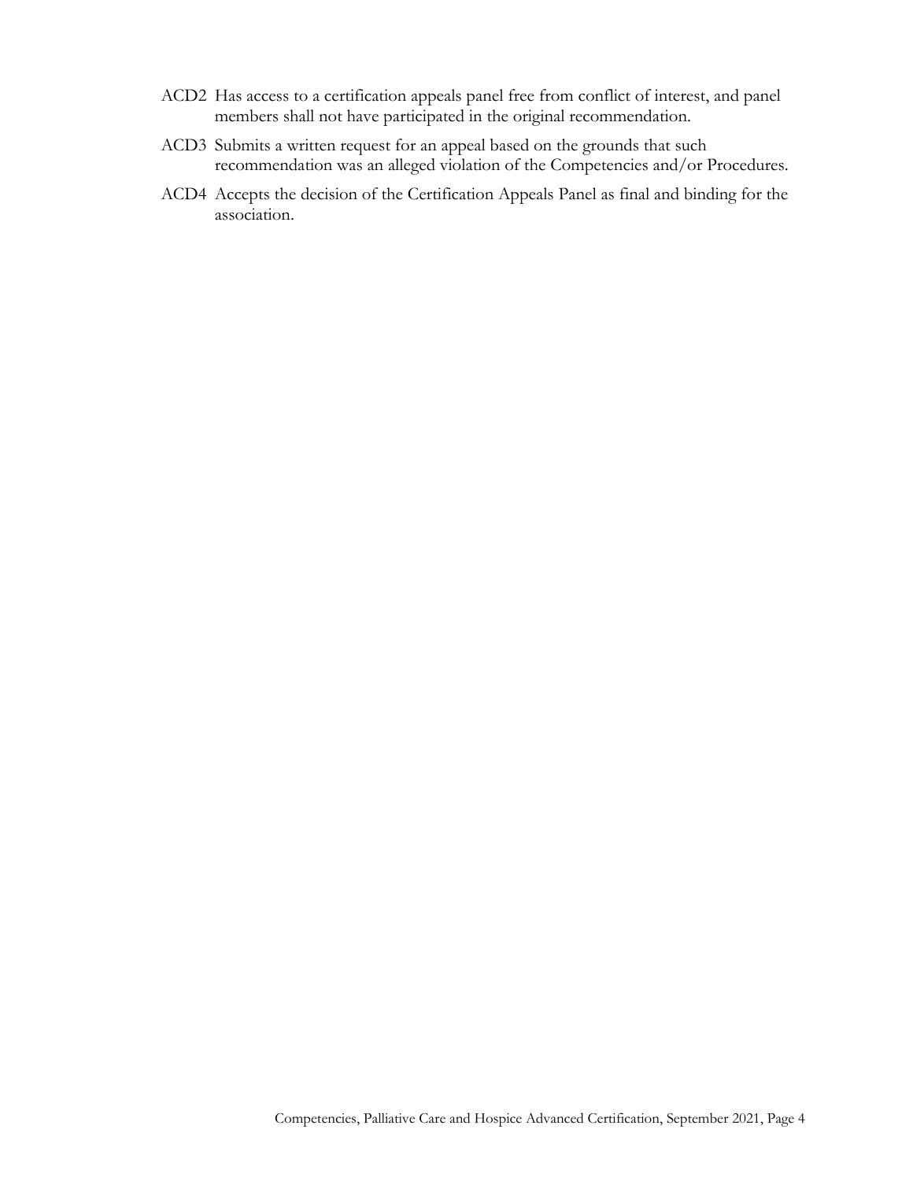ACD2 Has access to a certification appeals panel free from conflict of interest, and panel members shall not have participated in the original recommendation.

ACD3 Submits a written request for an appeal based on the grounds that such recommendation was an alleged violation of the Competencies and/or Procedures.

ACD4 Accepts the decision of the Certification Appeals Panel as final and binding for the association.